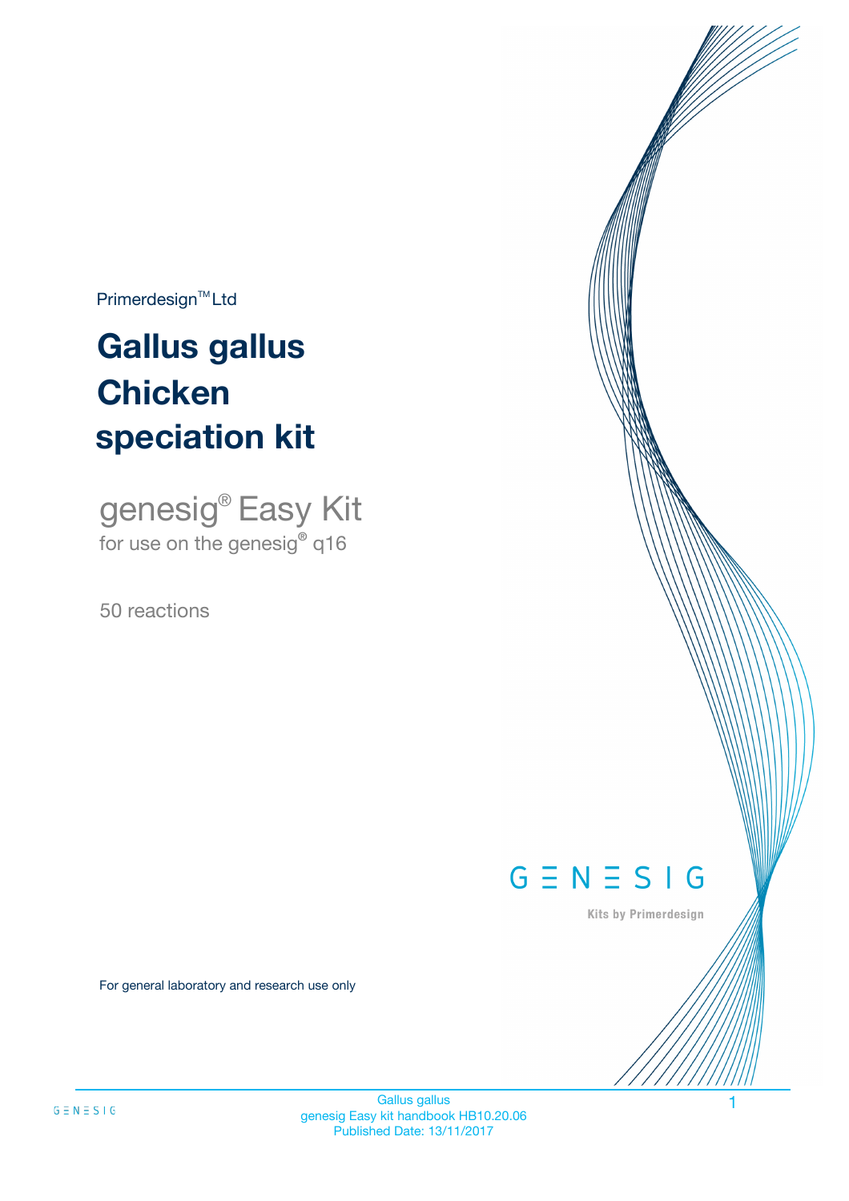Primerdesign™ Ltd

# Gallus gallus Chicken speciation kit

## genesig® Easy Kit

for use on the genesig® q16

50 reactions

GENESIG

Kits by Primerdesign

For general laboratory and research use only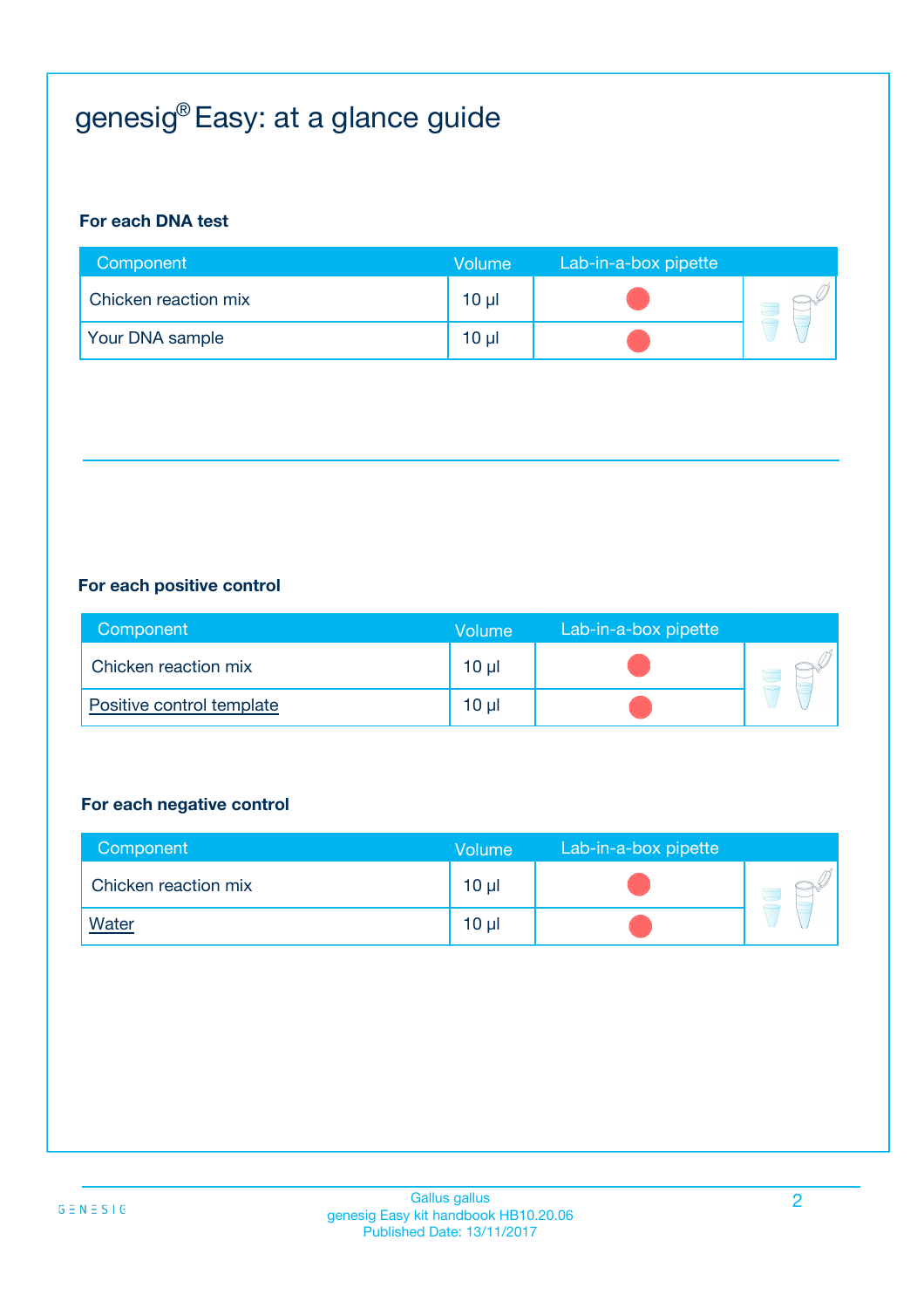# genesig® Easy: at a glance guide

### For each DNA test

| Component | Volume | Lab-in-a-box pipette |
|---|---|---|
| Chicken reaction mix | 10 µl | ● |
| Your DNA sample | 10 µl | ● |

### For each positive control

| Component | Volume | Lab-in-a-box pipette |
|---|---|---|
| Chicken reaction mix | 10 µl | ● |
| Positive control template | 10 µl | ● |

### For each negative control

| Component | Volume | Lab-in-a-box pipette |
|---|---|---|
| Chicken reaction mix | 10 µl | ● |
| Water | 10 µl | ● |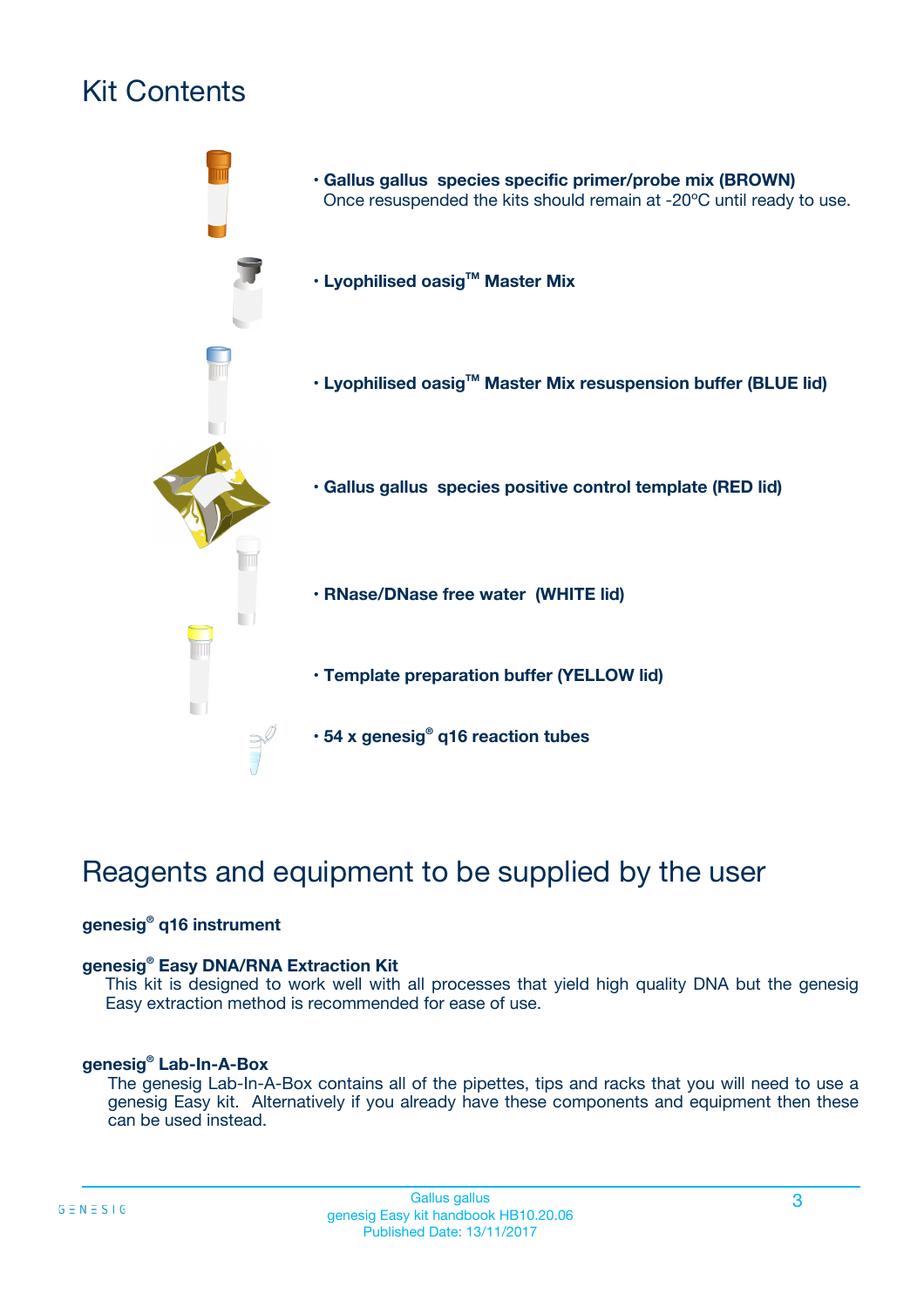# Kit Contents

- **Gallus gallus species specific primer/probe mix (BROWN)**
  Once resuspended the kits should remain at -20ºC until ready to use.
- **Lyophilised oasig™ Master Mix**
- **Lyophilised oasig™ Master Mix resuspension buffer (BLUE lid)**
- **Gallus gallus species positive control template (RED lid)**
- **RNase/DNase free water (WHITE lid)**
- **Template preparation buffer (YELLOW lid)**
- **54 x genesig® q16 reaction tubes**

# Reagents and equipment to be supplied by the user

**genesig® q16 instrument**

**genesig® Easy DNA/RNA Extraction Kit**
This kit is designed to work well with all processes that yield high quality DNA but the genesig Easy extraction method is recommended for ease of use.

**genesig® Lab-In-A-Box**
The genesig Lab-In-A-Box contains all of the pipettes, tips and racks that you will need to use a genesig Easy kit. Alternatively if you already have these components and equipment then these can be used instead.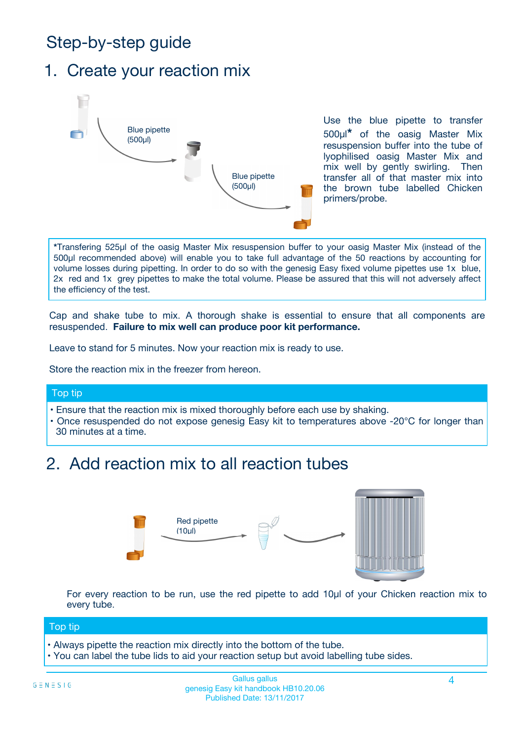# Step-by-step guide

## 1. Create your reaction mix

Blue pipette (500µl)

Blue pipette (500µl)

Use the blue pipette to transfer 500µl* of the oasig Master Mix resuspension buffer into the tube of lyophilised oasig Master Mix and mix well by gently swirling. Then transfer all of that master mix into the brown tube labelled Chicken primers/probe.

*Transfering 525µl of the oasig Master Mix resuspension buffer to your oasig Master Mix (instead of the 500µl recommended above) will enable you to take full advantage of the 50 reactions by accounting for volume losses during pipetting. In order to do so with the genesig Easy fixed volume pipettes use 1x blue, 2x red and 1x grey pipettes to make the total volume. Please be assured that this will not adversely affect the efficiency of the test.

Cap and shake tube to mix. A thorough shake is essential to ensure that all components are resuspended. **Failure to mix well can produce poor kit performance.**

Leave to stand for 5 minutes. Now your reaction mix is ready to use.

Store the reaction mix in the freezer from hereon.

**Top tip**

- Ensure that the reaction mix is mixed thoroughly before each use by shaking.
- Once resuspended do not expose genesig Easy kit to temperatures above -20°C for longer than 30 minutes at a time.

## 2. Add reaction mix to all reaction tubes

Red pipette (10µl)

For every reaction to be run, use the red pipette to add 10µl of your Chicken reaction mix to every tube.

**Top tip**

- Always pipette the reaction mix directly into the bottom of the tube.
- You can label the tube lids to aid your reaction setup but avoid labelling tube sides.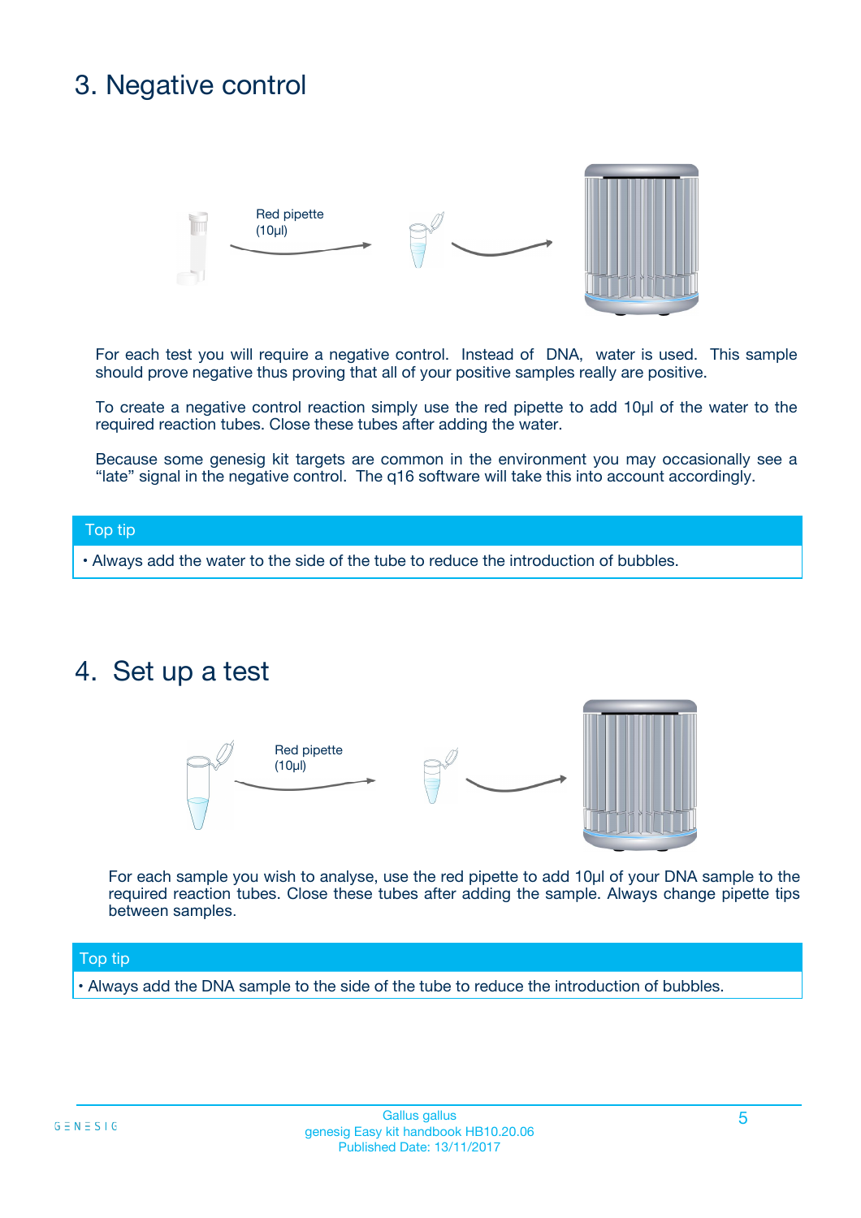## 3. Negative control

Red pipette (10µl)

For each test you will require a negative control. Instead of DNA, water is used. This sample should prove negative thus proving that all of your positive samples really are positive.

To create a negative control reaction simply use the red pipette to add 10µl of the water to the required reaction tubes. Close these tubes after adding the water.

Because some genesig kit targets are common in the environment you may occasionally see a "late" signal in the negative control. The q16 software will take this into account accordingly.

**Top tip**

- Always add the water to the side of the tube to reduce the introduction of bubbles.

## 4. Set up a test

Red pipette (10µl)

For each sample you wish to analyse, use the red pipette to add 10µl of your DNA sample to the required reaction tubes. Close these tubes after adding the sample. Always change pipette tips between samples.

**Top tip**

- Always add the DNA sample to the side of the tube to reduce the introduction of bubbles.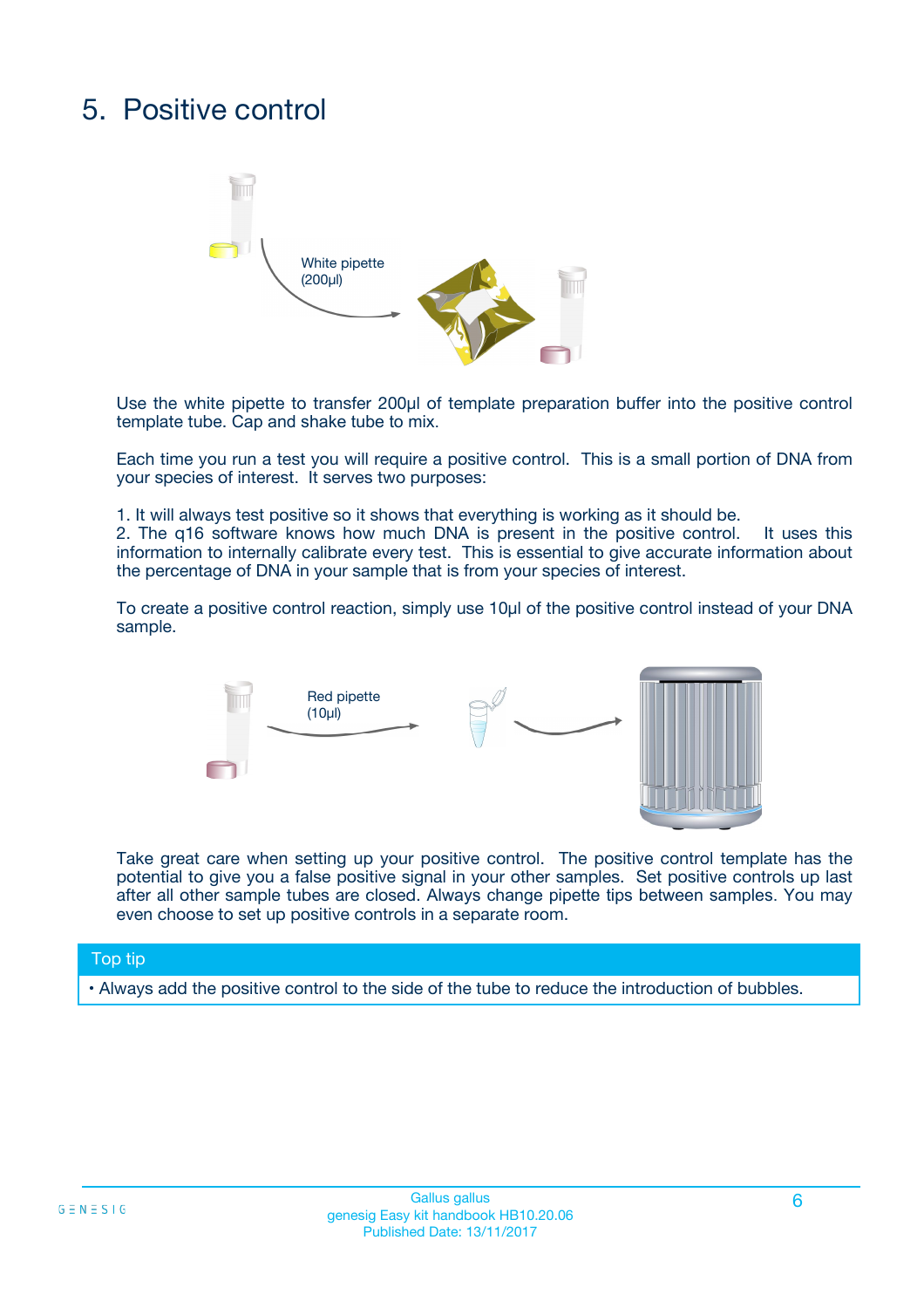# 5. Positive control

White pipette (200µl)

Use the white pipette to transfer 200µl of template preparation buffer into the positive control template tube. Cap and shake tube to mix.

Each time you run a test you will require a positive control. This is a small portion of DNA from your species of interest. It serves two purposes:

1. It will always test positive so it shows that everything is working as it should be.
2. The q16 software knows how much DNA is present in the positive control. It uses this information to internally calibrate every test. This is essential to give accurate information about the percentage of DNA in your sample that is from your species of interest.

To create a positive control reaction, simply use 10µl of the positive control instead of your DNA sample.

Red pipette (10µl)

Take great care when setting up your positive control. The positive control template has the potential to give you a false positive signal in your other samples. Set positive controls up last after all other sample tubes are closed. Always change pipette tips between samples. You may even choose to set up positive controls in a separate room.

**Top tip**

- Always add the positive control to the side of the tube to reduce the introduction of bubbles.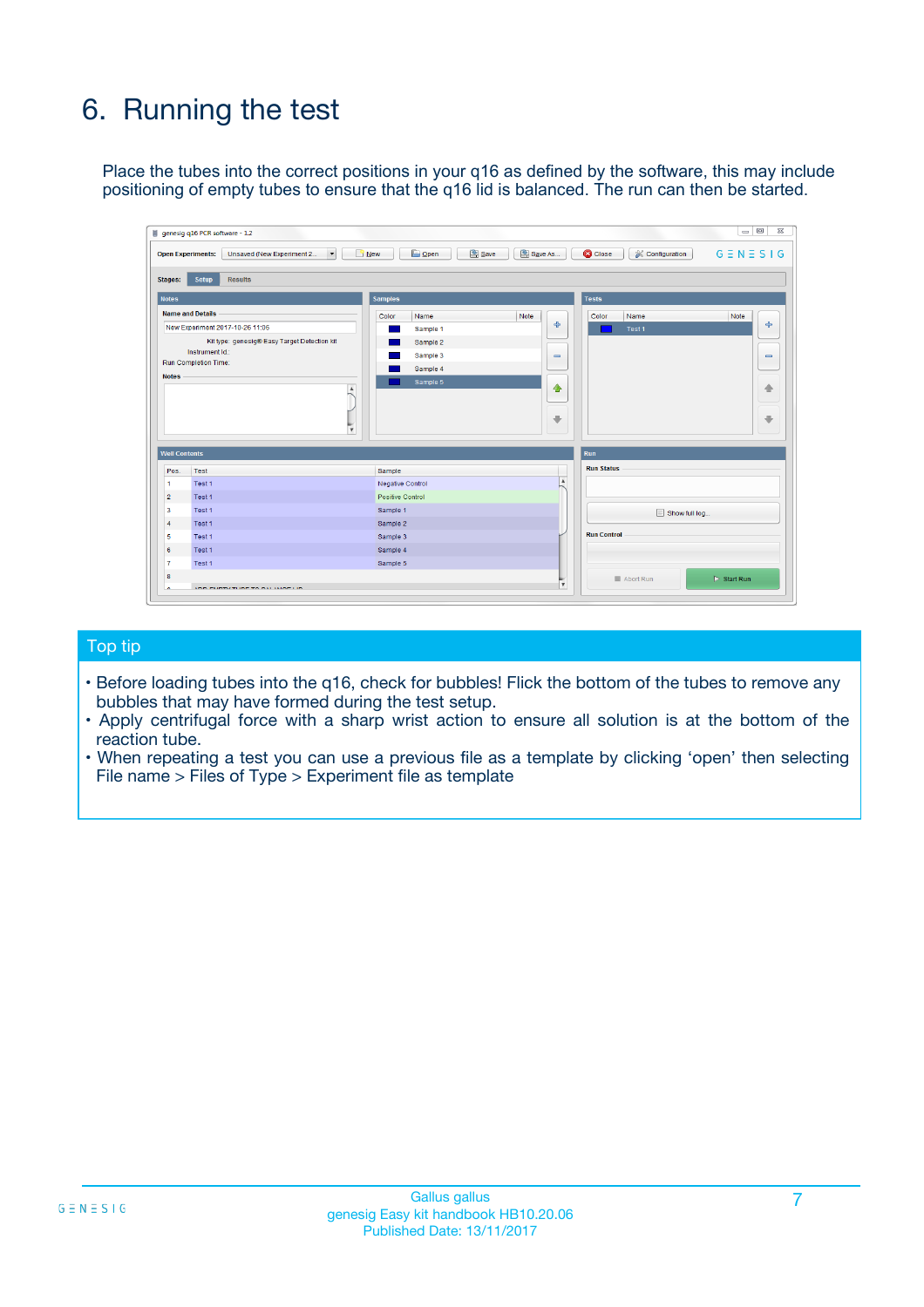# 6. Running the test

Place the tubes into the correct positions in your q16 as defined by the software, this may include positioning of empty tubes to ensure that the q16 lid is balanced. The run can then be started.

## Top tip

- Before loading tubes into the q16, check for bubbles! Flick the bottom of the tubes to remove any bubbles that may have formed during the test setup.
- Apply centrifugal force with a sharp wrist action to ensure all solution is at the bottom of the reaction tube.
- When repeating a test you can use a previous file as a template by clicking 'open' then selecting File name > Files of Type > Experiment file as template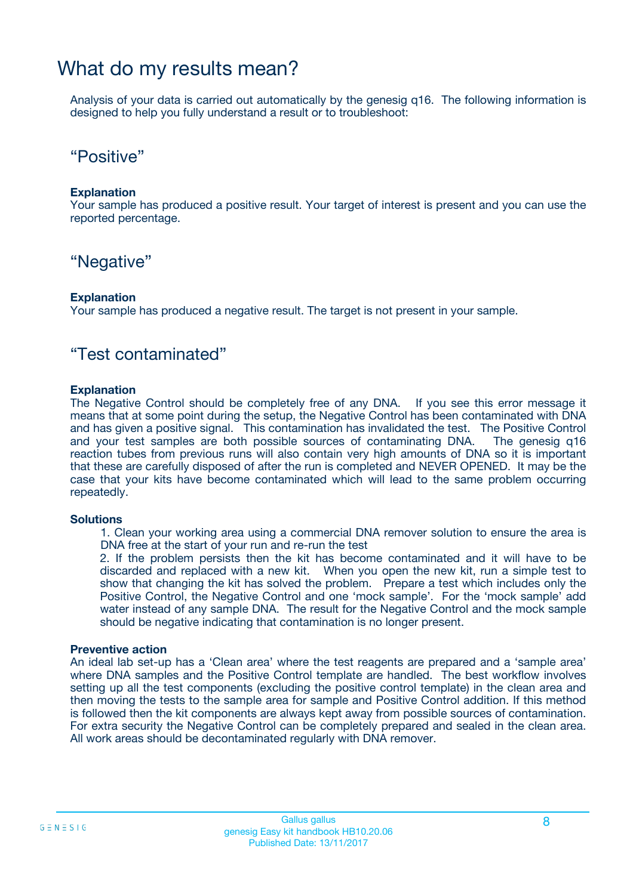# What do my results mean?

Analysis of your data is carried out automatically by the genesig q16. The following information is designed to help you fully understand a result or to troubleshoot:

## "Positive"

**Explanation**
Your sample has produced a positive result. Your target of interest is present and you can use the reported percentage.

## "Negative"

**Explanation**
Your sample has produced a negative result. The target is not present in your sample.

## "Test contaminated"

**Explanation**
The Negative Control should be completely free of any DNA. If you see this error message it means that at some point during the setup, the Negative Control has been contaminated with DNA and has given a positive signal. This contamination has invalidated the test. The Positive Control and your test samples are both possible sources of contaminating DNA. The genesig q16 reaction tubes from previous runs will also contain very high amounts of DNA so it is important that these are carefully disposed of after the run is completed and NEVER OPENED. It may be the case that your kits have become contaminated which will lead to the same problem occurring repeatedly.

**Solutions**

1. Clean your working area using a commercial DNA remover solution to ensure the area is DNA free at the start of your run and re-run the test
2. If the problem persists then the kit has become contaminated and it will have to be discarded and replaced with a new kit. When you open the new kit, run a simple test to show that changing the kit has solved the problem. Prepare a test which includes only the Positive Control, the Negative Control and one 'mock sample'. For the 'mock sample' add water instead of any sample DNA. The result for the Negative Control and the mock sample should be negative indicating that contamination is no longer present.

**Preventive action**
An ideal lab set-up has a 'Clean area' where the test reagents are prepared and a 'sample area' where DNA samples and the Positive Control template are handled. The best workflow involves setting up all the test components (excluding the positive control template) in the clean area and then moving the tests to the sample area for sample and Positive Control addition. If this method is followed then the kit components are always kept away from possible sources of contamination. For extra security the Negative Control can be completely prepared and sealed in the clean area. All work areas should be decontaminated regularly with DNA remover.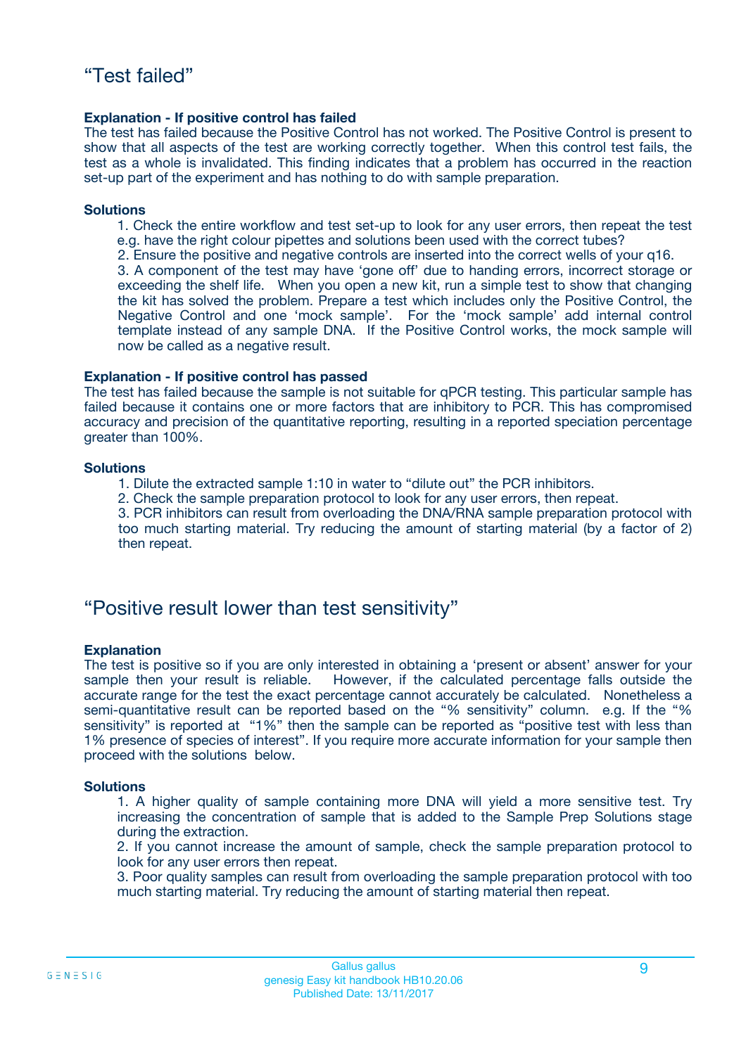## “Test failed”

**Explanation - If positive control has failed**

The test has failed because the Positive Control has not worked. The Positive Control is present to show that all aspects of the test are working correctly together. When this control test fails, the test as a whole is invalidated. This finding indicates that a problem has occurred in the reaction set-up part of the experiment and has nothing to do with sample preparation.

**Solutions**

1. Check the entire workflow and test set-up to look for any user errors, then repeat the test e.g. have the right colour pipettes and solutions been used with the correct tubes?
2. Ensure the positive and negative controls are inserted into the correct wells of your q16.
3. A component of the test may have ‘gone off’ due to handing errors, incorrect storage or exceeding the shelf life. When you open a new kit, run a simple test to show that changing the kit has solved the problem. Prepare a test which includes only the Positive Control, the Negative Control and one ‘mock sample’. For the ‘mock sample’ add internal control template instead of any sample DNA. If the Positive Control works, the mock sample will now be called as a negative result.

**Explanation - If positive control has passed**

The test has failed because the sample is not suitable for qPCR testing. This particular sample has failed because it contains one or more factors that are inhibitory to PCR. This has compromised accuracy and precision of the quantitative reporting, resulting in a reported speciation percentage greater than 100%.

**Solutions**

1. Dilute the extracted sample 1:10 in water to “dilute out” the PCR inhibitors.
2. Check the sample preparation protocol to look for any user errors, then repeat.
3. PCR inhibitors can result from overloading the DNA/RNA sample preparation protocol with too much starting material. Try reducing the amount of starting material (by a factor of 2) then repeat.

## “Positive result lower than test sensitivity”

**Explanation**

The test is positive so if you are only interested in obtaining a ‘present or absent’ answer for your sample then your result is reliable. However, if the calculated percentage falls outside the accurate range for the test the exact percentage cannot accurately be calculated. Nonetheless a semi-quantitative result can be reported based on the “% sensitivity” column. e.g. If the “% sensitivity” is reported at “1%” then the sample can be reported as “positive test with less than 1% presence of species of interest”. If you require more accurate information for your sample then proceed with the solutions below.

**Solutions**

1. A higher quality of sample containing more DNA will yield a more sensitive test. Try increasing the concentration of sample that is added to the Sample Prep Solutions stage during the extraction.
2. If you cannot increase the amount of sample, check the sample preparation protocol to look for any user errors then repeat.
3. Poor quality samples can result from overloading the sample preparation protocol with too much starting material. Try reducing the amount of starting material then repeat.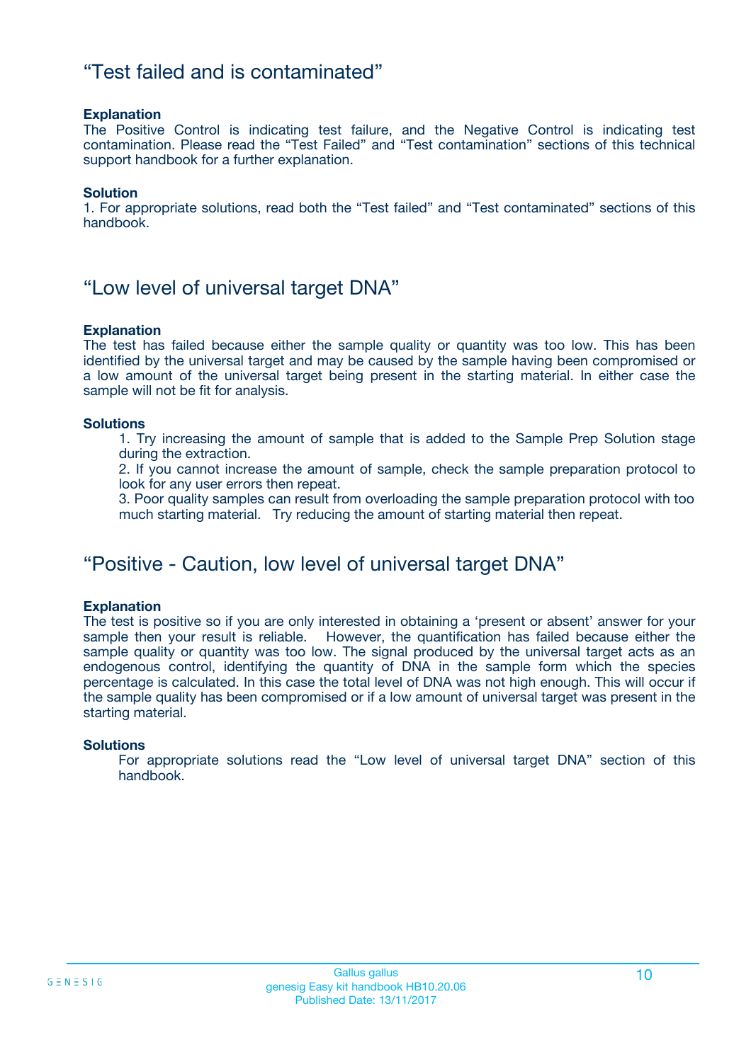## “Test failed and is contaminated”

**Explanation**

The Positive Control is indicating test failure, and the Negative Control is indicating test contamination. Please read the “Test Failed” and “Test contamination” sections of this technical support handbook for a further explanation.

**Solution**

1. For appropriate solutions, read both the “Test failed” and “Test contaminated” sections of this handbook.

## “Low level of universal target DNA”

**Explanation**

The test has failed because either the sample quality or quantity was too low. This has been identified by the universal target and may be caused by the sample having been compromised or a low amount of the universal target being present in the starting material. In either case the sample will not be fit for analysis.

**Solutions**

1. Try increasing the amount of sample that is added to the Sample Prep Solution stage during the extraction.
2. If you cannot increase the amount of sample, check the sample preparation protocol to look for any user errors then repeat.
3. Poor quality samples can result from overloading the sample preparation protocol with too much starting material. Try reducing the amount of starting material then repeat.

## “Positive - Caution, low level of universal target DNA”

**Explanation**

The test is positive so if you are only interested in obtaining a ‘present or absent’ answer for your sample then your result is reliable. However, the quantification has failed because either the sample quality or quantity was too low. The signal produced by the universal target acts as an endogenous control, identifying the quantity of DNA in the sample form which the species percentage is calculated. In this case the total level of DNA was not high enough. This will occur if the sample quality has been compromised or if a low amount of universal target was present in the starting material.

**Solutions**

For appropriate solutions read the “Low level of universal target DNA” section of this handbook.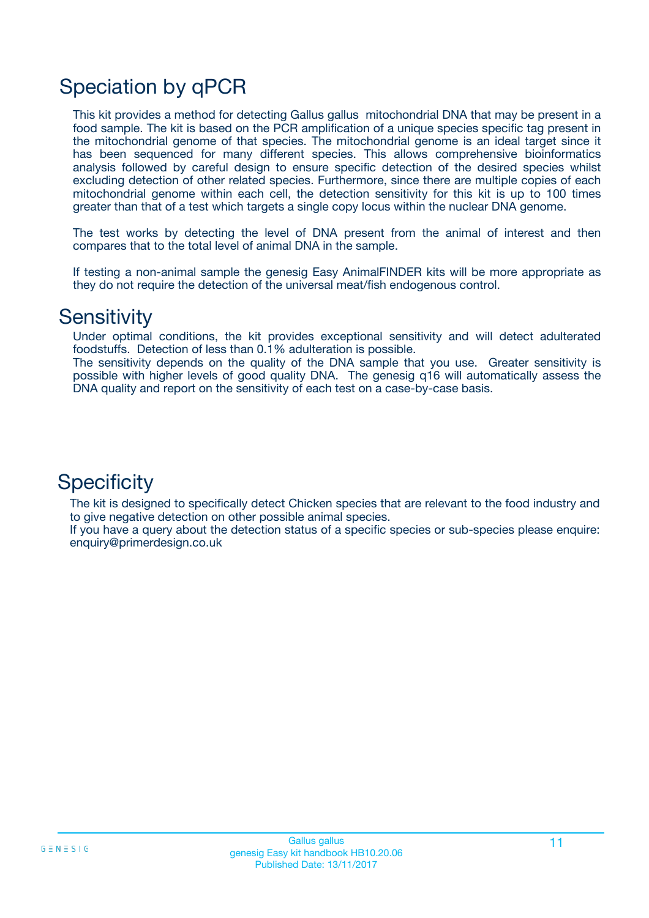# Speciation by qPCR

This kit provides a method for detecting Gallus gallus mitochondrial DNA that may be present in a food sample. The kit is based on the PCR amplification of a unique species specific tag present in the mitochondrial genome of that species. The mitochondrial genome is an ideal target since it has been sequenced for many different species. This allows comprehensive bioinformatics analysis followed by careful design to ensure specific detection of the desired species whilst excluding detection of other related species. Furthermore, since there are multiple copies of each mitochondrial genome within each cell, the detection sensitivity for this kit is up to 100 times greater than that of a test which targets a single copy locus within the nuclear DNA genome.

The test works by detecting the level of DNA present from the animal of interest and then compares that to the total level of animal DNA in the sample.

If testing a non-animal sample the genesig Easy AnimalFINDER kits will be more appropriate as they do not require the detection of the universal meat/fish endogenous control.

# Sensitivity

Under optimal conditions, the kit provides exceptional sensitivity and will detect adulterated foodstuffs. Detection of less than 0.1% adulteration is possible.
The sensitivity depends on the quality of the DNA sample that you use. Greater sensitivity is possible with higher levels of good quality DNA. The genesig q16 will automatically assess the DNA quality and report on the sensitivity of each test on a case-by-case basis.

# Specificity

The kit is designed to specifically detect Chicken species that are relevant to the food industry and to give negative detection on other possible animal species.
If you have a query about the detection status of a specific species or sub-species please enquire: enquiry@primerdesign.co.uk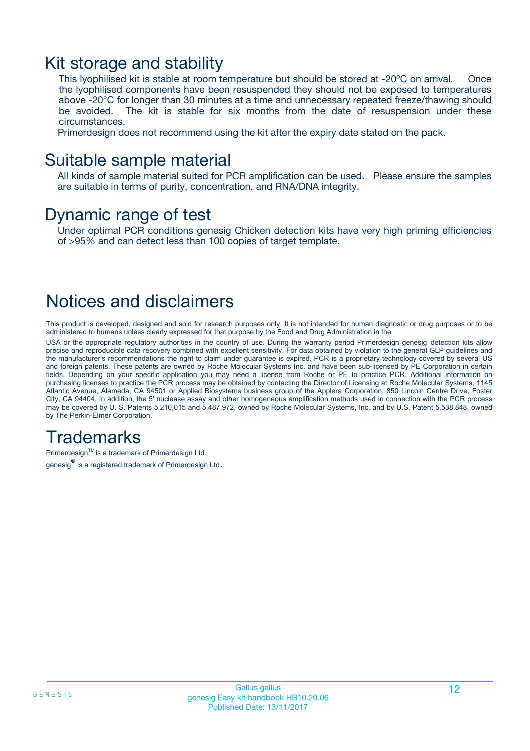## Kit storage and stability

This lyophilised kit is stable at room temperature but should be stored at -20ºC on arrival. Once the lyophilised components have been resuspended they should not be exposed to temperatures above -20°C for longer than 30 minutes at a time and unnecessary repeated freeze/thawing should be avoided. The kit is stable for six months from the date of resuspension under these circumstances.

Primerdesign does not recommend using the kit after the expiry date stated on the pack.

## Suitable sample material

All kinds of sample material suited for PCR amplification can be used. Please ensure the samples are suitable in terms of purity, concentration, and RNA/DNA integrity.

## Dynamic range of test

Under optimal PCR conditions genesig Chicken detection kits have very high priming efficiencies of >95% and can detect less than 100 copies of target template.

# Notices and disclaimers

This product is developed, designed and sold for research purposes only. It is not intended for human diagnostic or drug purposes or to be administered to humans unless clearly expressed for that purpose by the Food and Drug Administration in the

USA or the appropriate regulatory authorities in the country of use. During the warranty period Primerdesign genesig detection kits allow precise and reproducible data recovery combined with excellent sensitivity. For data obtained by violation to the general GLP guidelines and the manufacturer's recommendations the right to claim under guarantee is expired. PCR is a proprietary technology covered by several US and foreign patents. These patents are owned by Roche Molecular Systems Inc. and have been sub-licensed by PE Corporation in certain fields. Depending on your specific application you may need a license from Roche or PE to practice PCR. Additional information on purchasing licenses to practice the PCR process may be obtained by contacting the Director of Licensing at Roche Molecular Systems, 1145 Atlantic Avenue, Alameda, CA 94501 or Applied Biosystems business group of the Applera Corporation, 850 Lincoln Centre Drive, Foster City, CA 94404. In addition, the 5' nuclease assay and other homogeneous amplification methods used in connection with the PCR process may be covered by U. S. Patents 5,210,015 and 5,487,972, owned by Roche Molecular Systems, Inc, and by U.S. Patent 5,538,848, owned by The Perkin-Elmer Corporation.

# Trademarks

Primerdesign™ is a trademark of Primerdesign Ltd.

genesig® is a registered trademark of Primerdesign Ltd.